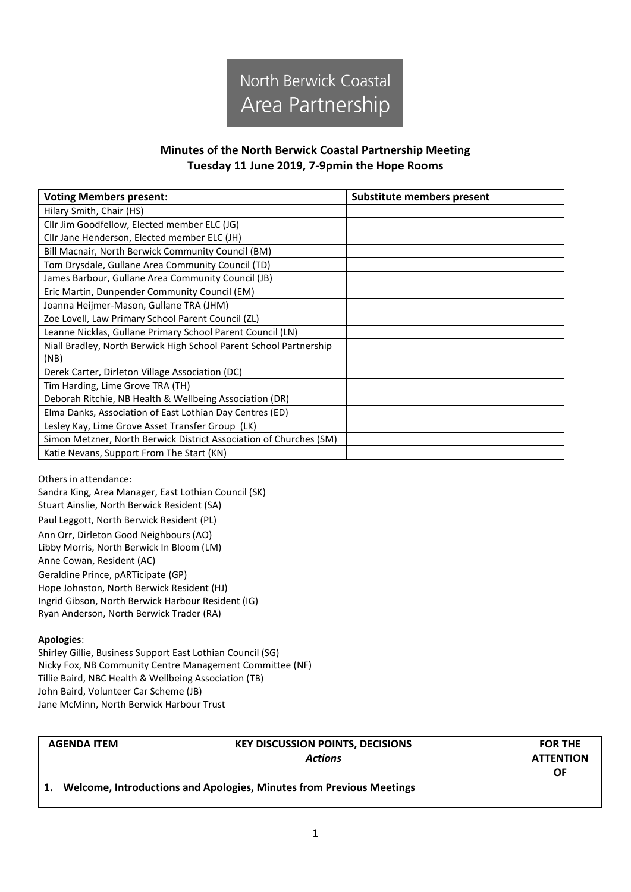North Berwick Coastal Area Partnership

## Minutes of the North Berwick Coastal Partnership Meeting
## Tuesday 11 June 2019, 7-9pmin the Hope Rooms

| Voting Members present: | Substitute members present |
|---|---|
| Hilary Smith, Chair (HS) | |
| Cllr Jim Goodfellow, Elected member ELC (JG) | |
| Cllr Jane Henderson, Elected member ELC (JH) | |
| Bill Macnair, North Berwick Community Council (BM) | |
| Tom Drysdale, Gullane Area Community Council (TD) | |
| James Barbour, Gullane Area Community Council (JB) | |
| Eric Martin, Dunpender Community Council (EM) | |
| Joanna Heijmer-Mason, Gullane TRA (JHM) | |
| Zoe Lovell, Law Primary School Parent Council (ZL) | |
| Leanne Nicklas, Gullane Primary School Parent Council (LN) | |
| Niall Bradley, North Berwick High School Parent School Partnership (NB) | |
| Derek Carter, Dirleton Village Association (DC) | |
| Tim Harding, Lime Grove TRA (TH) | |
| Deborah Ritchie, NB Health & Wellbeing Association (DR) | |
| Elma Danks, Association of East Lothian Day Centres (ED) | |
| Lesley Kay, Lime Grove Asset Transfer Group (LK) | |
| Simon Metzner, North Berwick District Association of Churches (SM) | |
| Katie Nevans, Support From The Start (KN) | |

Others in attendance:
Sandra King, Area Manager, East Lothian Council (SK)
Stuart Ainslie, North Berwick Resident (SA)
Paul Leggott, North Berwick Resident (PL)
Ann Orr, Dirleton Good Neighbours (AO)
Libby Morris, North Berwick In Bloom (LM)
Anne Cowan, Resident (AC)
Geraldine Prince, pARTicipate (GP)
Hope Johnston, North Berwick Resident (HJ)
Ingrid Gibson, North Berwick Harbour Resident (IG)
Ryan Anderson, North Berwick Trader (RA)

**Apologies**:
Shirley Gillie, Business Support East Lothian Council (SG)
Nicky Fox, NB Community Centre Management Committee (NF)
Tillie Baird, NBC Health & Wellbeing Association (TB)
John Baird, Volunteer Car Scheme (JB)
Jane McMinn, North Berwick Harbour Trust

| AGENDA ITEM | KEY DISCUSSION POINTS, DECISIONS *Actions* | FOR THE ATTENTION OF |
|---|---|---|
| **1. Welcome, Introductions and Apologies, Minutes from Previous Meetings** | | |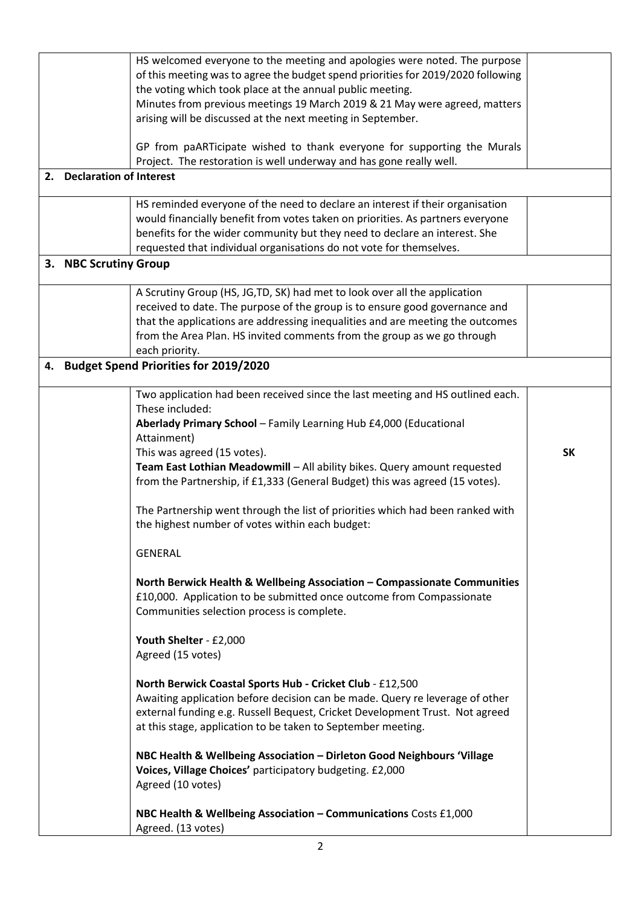| | | |
|---|---|---|
| | HS welcomed everyone to the meeting and apologies were noted. The purpose of this meeting was to agree the budget spend priorities for 2019/2020 following the voting which took place at the annual public meeting.<br>Minutes from previous meetings 19 March 2019 & 21 May were agreed, matters arising will be discussed at the next meeting in September.<br><br>GP from paARTicipate wished to thank everyone for supporting the Murals Project. The restoration is well underway and has gone really well. | |
| **2. Declaration of Interest** | | |
| | HS reminded everyone of the need to declare an interest if their organisation would financially benefit from votes taken on priorities. As partners everyone benefits for the wider community but they need to declare an interest. She requested that individual organisations do not vote for themselves. | |
| **3. NBC Scrutiny Group** | | |
| | A Scrutiny Group (HS, JG,TD, SK) had met to look over all the application received to date. The purpose of the group is to ensure good governance and that the applications are addressing inequalities and are meeting the outcomes from the Area Plan. HS invited comments from the group as we go through each priority. | |
| **4. Budget Spend Priorities for 2019/2020** | | |
| | Two application had been received since the last meeting and HS outlined each. These included:<br>**Aberlady Primary School** – Family Learning Hub £4,000 (Educational Attainment)<br>This was agreed (15 votes).<br>**Team East Lothian Meadowmill** – All ability bikes. Query amount requested from the Partnership, if £1,333 (General Budget) this was agreed (15 votes).<br><br>The Partnership went through the list of priorities which had been ranked with the highest number of votes within each budget:<br><br>GENERAL<br><br>**North Berwick Health & Wellbeing Association – Compassionate Communities** £10,000. Application to be submitted once outcome from Compassionate Communities selection process is complete.<br><br>**Youth Shelter** - £2,000<br>Agreed (15 votes)<br><br>**North Berwick Coastal Sports Hub - Cricket Club** - £12,500<br>Awaiting application before decision can be made. Query re leverage of other external funding e.g. Russell Bequest, Cricket Development Trust. Not agreed at this stage, application to be taken to September meeting.<br><br>**NBC Health & Wellbeing Association – Dirleton Good Neighbours 'Village Voices, Village Choices'** participatory budgeting. £2,000<br>Agreed (10 votes)<br><br>**NBC Health & Wellbeing Association – Communications** Costs £1,000<br>Agreed. (13 votes) | **SK** |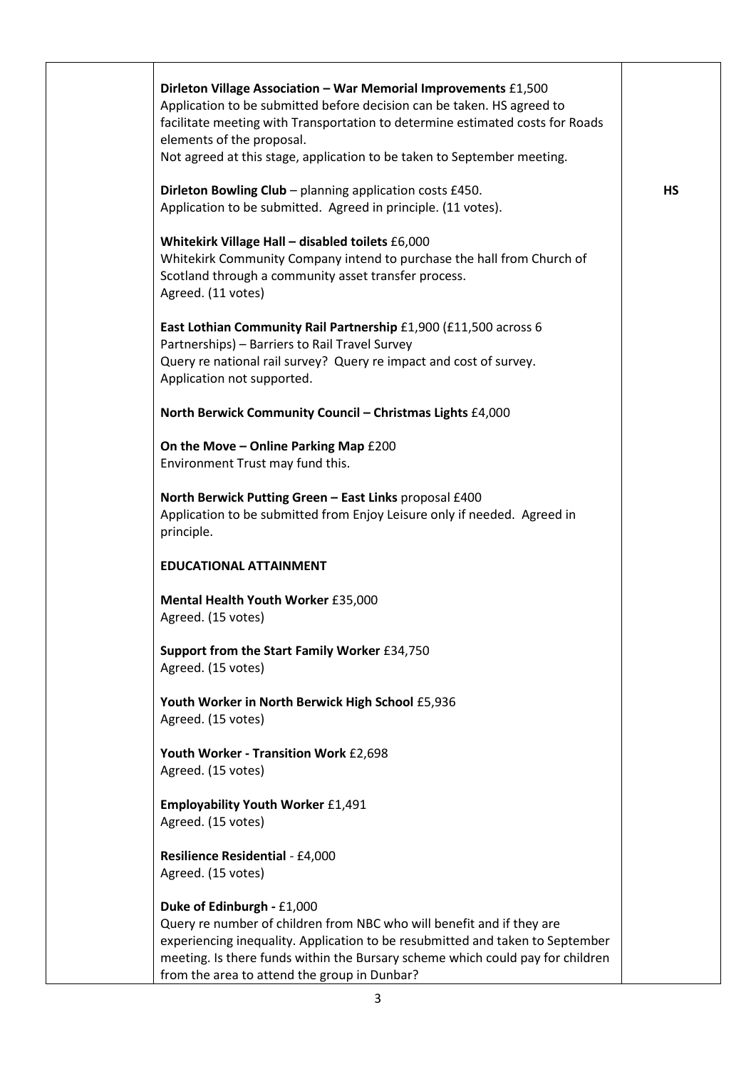| | | |
|---|---|---|
| | **Dirleton Village Association – War Memorial Improvements** £1,500<br>Application to be submitted before decision can be taken. HS agreed to facilitate meeting with Transportation to determine estimated costs for Roads elements of the proposal.<br>Not agreed at this stage, application to be taken to September meeting.<br><br>**Dirleton Bowling Club** – planning application costs £450.<br>Application to be submitted. Agreed in principle. (11 votes).<br><br>**Whitekirk Village Hall – disabled toilets** £6,000<br>Whitekirk Community Company intend to purchase the hall from Church of Scotland through a community asset transfer process.<br>Agreed. (11 votes)<br><br>**East Lothian Community Rail Partnership** £1,900 (£11,500 across 6 Partnerships) – Barriers to Rail Travel Survey<br>Query re national rail survey? Query re impact and cost of survey.<br>Application not supported.<br><br>**North Berwick Community Council – Christmas Lights** £4,000<br><br>**On the Move – Online Parking Map** £200<br>Environment Trust may fund this.<br><br>**North Berwick Putting Green – East Links** proposal £400<br>Application to be submitted from Enjoy Leisure only if needed. Agreed in principle.<br><br>**EDUCATIONAL ATTAINMENT**<br><br>**Mental Health Youth Worker** £35,000<br>Agreed. (15 votes)<br><br>**Support from the Start Family Worker** £34,750<br>Agreed. (15 votes)<br><br>**Youth Worker in North Berwick High School** £5,936<br>Agreed. (15 votes)<br><br>**Youth Worker - Transition Work** £2,698<br>Agreed. (15 votes)<br><br>**Employability Youth Worker** £1,491<br>Agreed. (15 votes)<br><br>**Resilience Residential** - £4,000<br>Agreed. (15 votes)<br><br>**Duke of Edinburgh -** £1,000<br>Query re number of children from NBC who will benefit and if they are experiencing inequality. Application to be resubmitted and taken to September meeting. Is there funds within the Bursary scheme which could pay for children from the area to attend the group in Dunbar? | **HS** |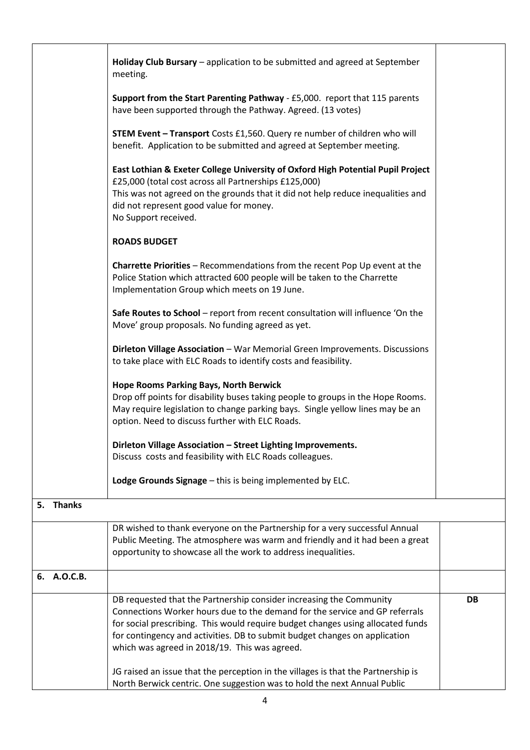| | | |
|---|---|---|
| | **Holiday Club Bursary** – application to be submitted and agreed at September meeting.<br><br>**Support from the Start Parenting Pathway** - £5,000. report that 115 parents have been supported through the Pathway. Agreed. (13 votes)<br><br>**STEM Event – Transport** Costs £1,560. Query re number of children who will benefit. Application to be submitted and agreed at September meeting.<br><br>**East Lothian & Exeter College University of Oxford High Potential Pupil Project** £25,000 (total cost across all Partnerships £125,000)<br>This was not agreed on the grounds that it did not help reduce inequalities and did not represent good value for money.<br>No Support received.<br><br>**ROADS BUDGET**<br><br>**Charrette Priorities** – Recommendations from the recent Pop Up event at the Police Station which attracted 600 people will be taken to the Charrette Implementation Group which meets on 19 June.<br><br>**Safe Routes to School** – report from recent consultation will influence 'On the Move' group proposals. No funding agreed as yet.<br><br>**Dirleton Village Association** – War Memorial Green Improvements. Discussions to take place with ELC Roads to identify costs and feasibility.<br><br>**Hope Rooms Parking Bays, North Berwick**<br>Drop off points for disability buses taking people to groups in the Hope Rooms. May require legislation to change parking bays. Single yellow lines may be an option. Need to discuss further with ELC Roads.<br><br>**Dirleton Village Association – Street Lighting Improvements.**<br>Discuss costs and feasibility with ELC Roads colleagues.<br><br>**Lodge Grounds Signage** – this is being implemented by ELC. | |
| **5. Thanks** | | |
| | DR wished to thank everyone on the Partnership for a very successful Annual Public Meeting. The atmosphere was warm and friendly and it had been a great opportunity to showcase all the work to address inequalities. | |
| **6. A.O.C.B.** | | |
| | DB requested that the Partnership consider increasing the Community Connections Worker hours due to the demand for the service and GP referrals for social prescribing. This would require budget changes using allocated funds for contingency and activities. DB to submit budget changes on application which was agreed in 2018/19. This was agreed.<br><br>JG raised an issue that the perception in the villages is that the Partnership is North Berwick centric. One suggestion was to hold the next Annual Public | **DB** |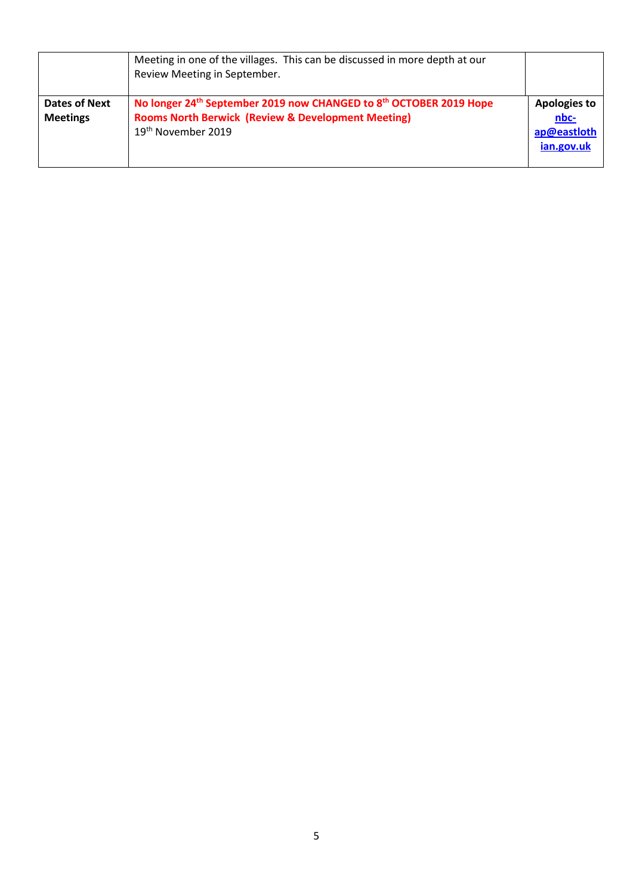| | | |
|---|---|---|
| | Meeting in one of the villages. This can be discussed in more depth at our Review Meeting in September. | |
| **Dates of Next Meetings** | **No longer 24th September 2019 now CHANGED to 8th OCTOBER 2019 Hope Rooms North Berwick (Review & Development Meeting)**<br>19th November 2019 | **Apologies to nbc-ap@eastlothian.gov.uk** |